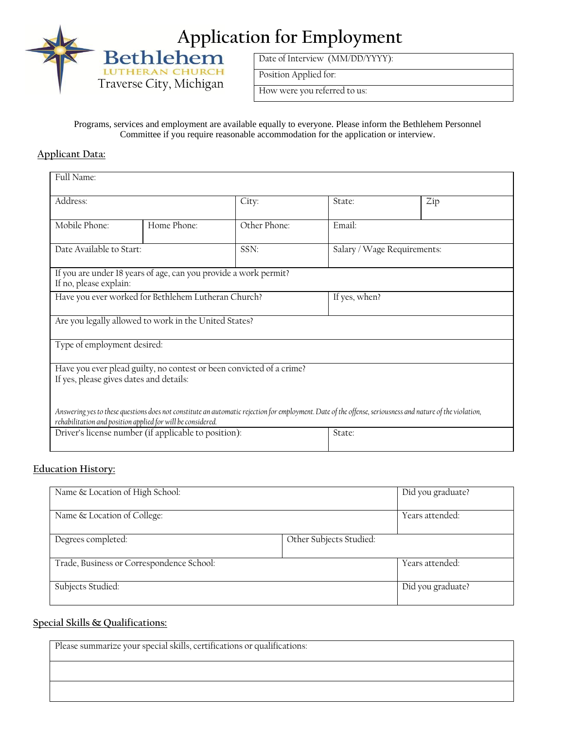# Application for Employment

**Bethlehem**
LUTHERAN CHURCH
Traverse City, Michigan

| Date of Interview (MM/DD/YYYY): |
|---|
| Position Applied for: |
| How were you referred to us: |

Programs, services and employment are available equally to everyone. Please inform the Bethlehem Personnel Committee if you require reasonable accommodation for the application or interview.

## Applicant Data:

| Full Name: | | | | |
|---|---|---|---|---|
| Address: | | City: | State: | Zip |
| Mobile Phone: | Home Phone: | Other Phone: | Email: | |
| Date Available to Start: | | SSN: | Salary / Wage Requirements: | |
| If you are under 18 years of age, can you provide a work permit?<br>If no, please explain: | | | | |
| Have you ever worked for Bethlehem Lutheran Church? | | | If yes, when? | |
| Are you legally allowed to work in the United States? | | | | |
| Type of employment desired: | | | | |
| Have you ever plead guilty, no contest or been convicted of a crime?<br>If yes, please gives dates and details:<br><br>*Answering yes to these questions does not constitute an automatic rejection for employment. Date of the offense, seriousness and nature of the violation, rehabilitation and position applied for will be considered.* | | | | |
| Driver's license number (if applicable to position): | | | State: | |

## Education History:

| Name & Location of High School: | | Did you graduate? |
|---|---|---|
| Name & Location of College: | | Years attended: |
| Degrees completed: | Other Subjects Studied: | |
| Trade, Business or Correspondence School: | | Years attended: |
| Subjects Studied: | | Did you graduate? |

## Special Skills & Qualifications:

| Please summarize your special skills, certifications or qualifications: |
|---|
| |
| |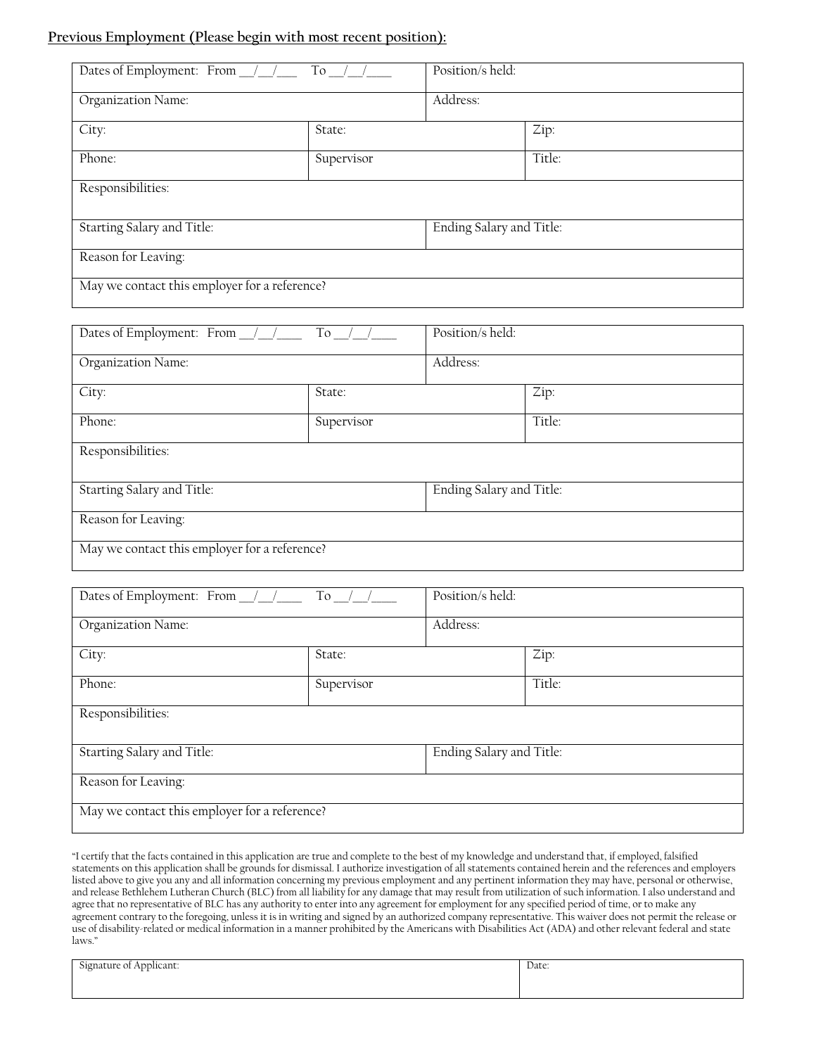**Previous Employment (Please begin with most recent position):**

| | | | |
|---|---|---|---|
| Dates of Employment: From __/__/___ To __/__/____ | | Position/s held: | |
| Organization Name: | | Address: | |
| City: | State: | | Zip: |
| Phone: | Supervisor | | Title: |
| Responsibilities: | | | |
| Starting Salary and Title: | | Ending Salary and Title: | |
| Reason for Leaving: | | | |
| May we contact this employer for a reference? | | | |

| | | | |
|---|---|---|---|
| Dates of Employment: From __/__/____ To __/__/____ | | Position/s held: | |
| Organization Name: | | Address: | |
| City: | State: | | Zip: |
| Phone: | Supervisor | | Title: |
| Responsibilities: | | | |
| Starting Salary and Title: | | Ending Salary and Title: | |
| Reason for Leaving: | | | |
| May we contact this employer for a reference? | | | |

| | | | |
|---|---|---|---|
| Dates of Employment: From __/__/____ To __/__/____ | | Position/s held: | |
| Organization Name: | | Address: | |
| City: | State: | | Zip: |
| Phone: | Supervisor | | Title: |
| Responsibilities: | | | |
| Starting Salary and Title: | | Ending Salary and Title: | |
| Reason for Leaving: | | | |
| May we contact this employer for a reference? | | | |

"I certify that the facts contained in this application are true and complete to the best of my knowledge and understand that, if employed, falsified statements on this application shall be grounds for dismissal. I authorize investigation of all statements contained herein and the references and employers listed above to give you any and all information concerning my previous employment and any pertinent information they may have, personal or otherwise, and release Bethlehem Lutheran Church (BLC) from all liability for any damage that may result from utilization of such information. I also understand and agree that no representative of BLC has any authority to enter into any agreement for employment for any specified period of time, or to make any agreement contrary to the foregoing, unless it is in writing and signed by an authorized company representative. This waiver does not permit the release or use of disability-related or medical information in a manner prohibited by the Americans with Disabilities Act (ADA) and other relevant federal and state laws."

| | |
|---|---|
| Signature of Applicant: | Date: |